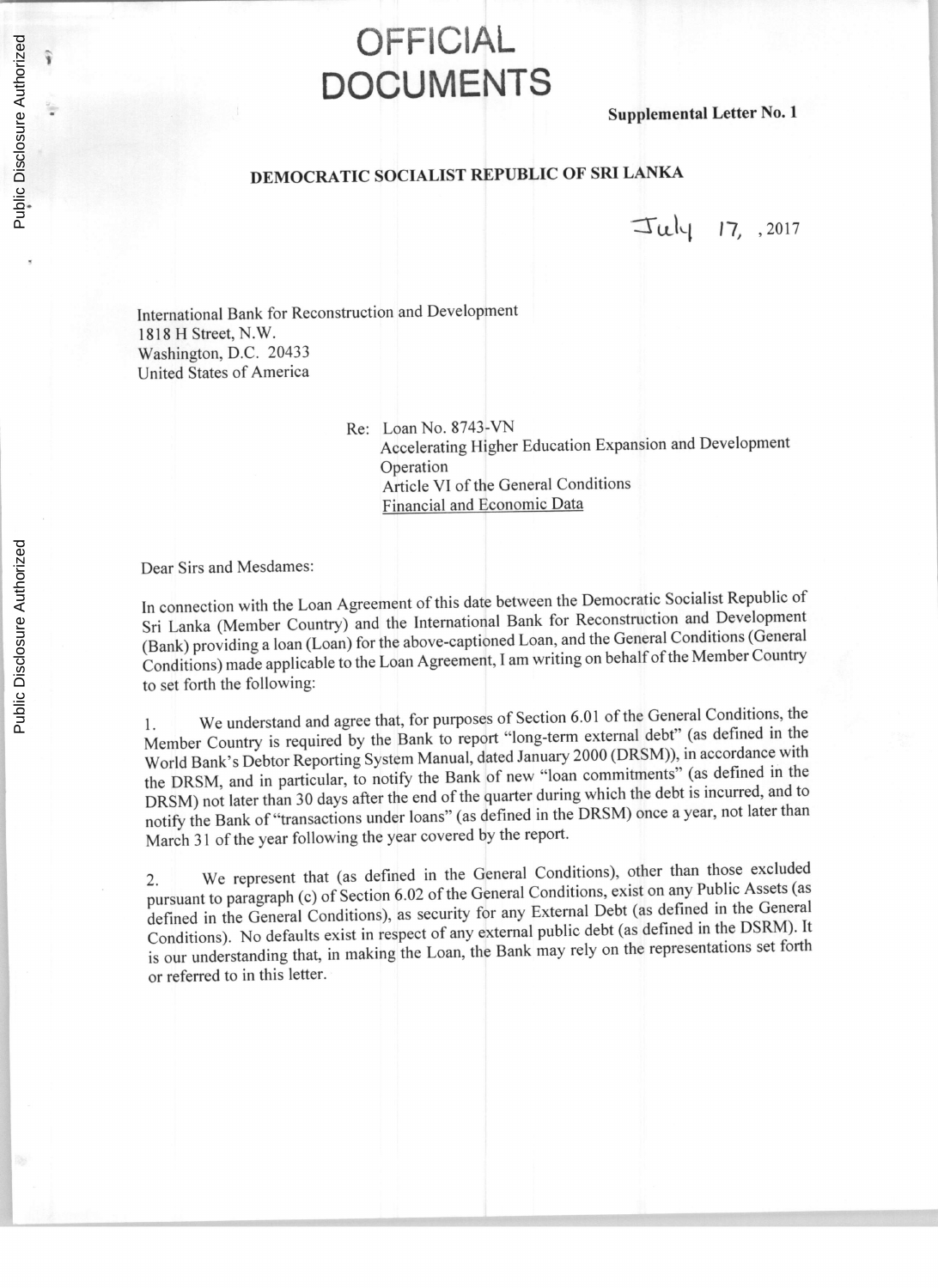# OFFICIAL DOCUMENTS

**Supplemental Letter No. 1**

**DEMOCRATIC SOCIALIST REPUBLIC OF SRI LANKA**

July 17, 2017

International Bank for Reconstruction and Development
1818 H Street, N.W.
Washington, D.C. 20433
United States of America

Re: Loan No. 8743-VN
Accelerating Higher Education Expansion and Development Operation
Article VI of the General Conditions
Financial and Economic Data

Dear Sirs and Mesdames:

In connection with the Loan Agreement of this date between the Democratic Socialist Republic of Sri Lanka (Member Country) and the International Bank for Reconstruction and Development (Bank) providing a loan (Loan) for the above-captioned Loan, and the General Conditions (General Conditions) made applicable to the Loan Agreement, I am writing on behalf of the Member Country to set forth the following:

1. We understand and agree that, for purposes of Section 6.01 of the General Conditions, the Member Country is required by the Bank to report "long-term external debt" (as defined in the World Bank's Debtor Reporting System Manual, dated January 2000 (DRSM)), in accordance with the DRSM, and in particular, to notify the Bank of new "loan commitments" (as defined in the DRSM) not later than 30 days after the end of the quarter during which the debt is incurred, and to notify the Bank of "transactions under loans" (as defined in the DRSM) once a year, not later than March 31 of the year following the year covered by the report.

2. We represent that (as defined in the General Conditions), other than those excluded pursuant to paragraph (c) of Section 6.02 of the General Conditions, exist on any Public Assets (as defined in the General Conditions), as security for any External Debt (as defined in the General Conditions). No defaults exist in respect of any external public debt (as defined in the DRSM). It is our understanding that, in making the Loan, the Bank may rely on the representations set forth or referred to in this letter.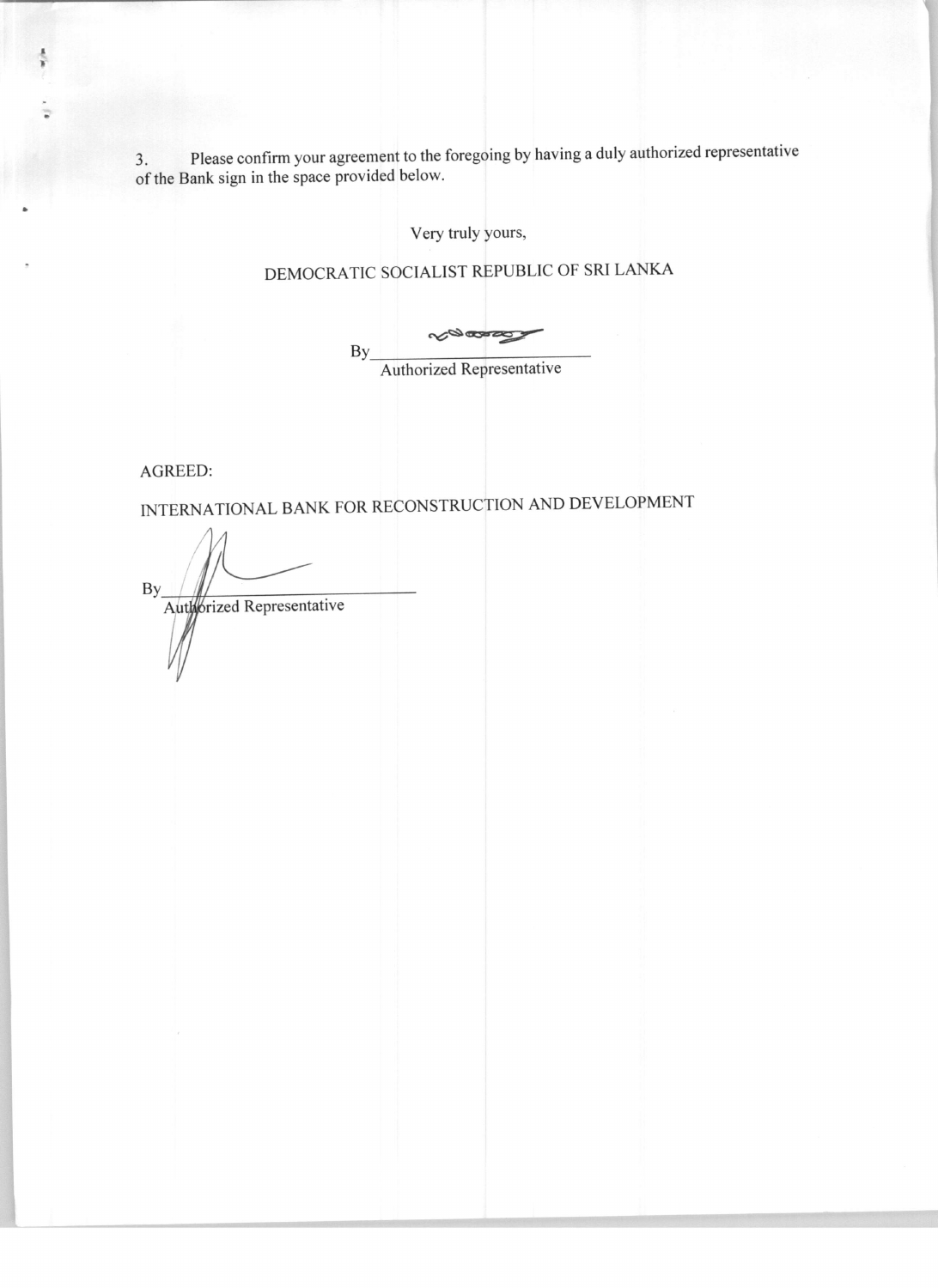3. Please confirm your agreement to the foregoing by having a duly authorized representative of the Bank sign in the space provided below.

Very truly yours,

DEMOCRATIC SOCIALIST REPUBLIC OF SRI LANKA

By\_\_\_\_\_\_\_\_\_\_\_\_\_\_\_\_\_\_\_\_\_\_\_\_\_\_\_
Authorized Representative

AGREED:

INTERNATIONAL BANK FOR RECONSTRUCTION AND DEVELOPMENT

By\_\_\_\_\_\_\_\_\_\_\_\_\_\_\_\_\_\_\_\_\_\_\_\_\_\_\_
Authorized Representative